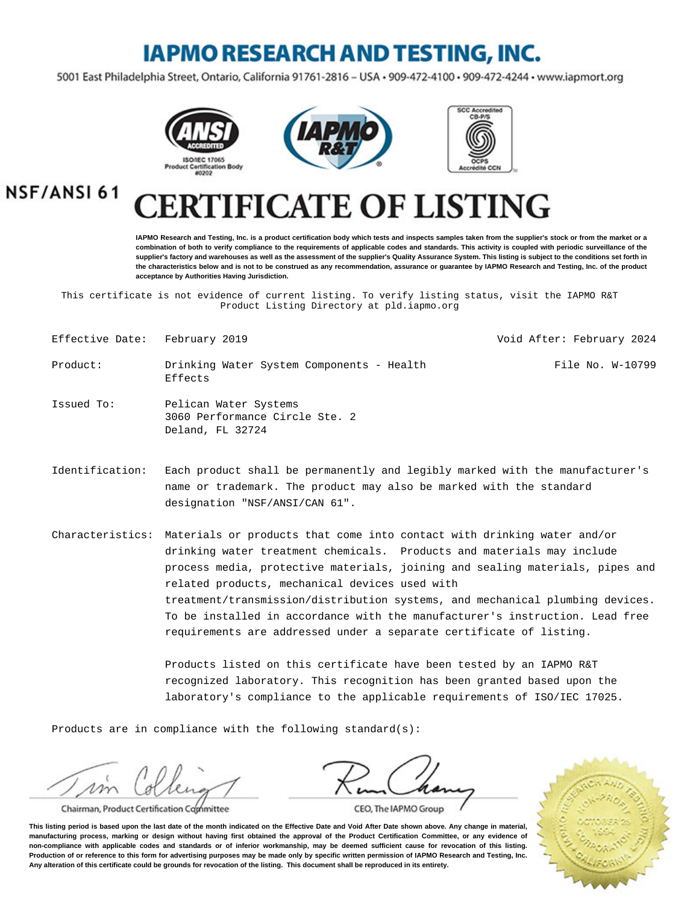# IAPMO RESEARCH AND TESTING, INC.

5001 East Philadelphia Street, Ontario, California 91761-2816 – USA • 909-472-4100 • 909-472-4244 • www.iapmort.org

ANSI ACCREDITED — ISO/IEC 17065 Product Certification Body #0202

SCC Accredited CB-P/S — OCPS Accrédité CCN

NSF/ANSI 61

# CERTIFICATE OF LISTING

**IAPMO Research and Testing, Inc. is a product certification body which tests and inspects samples taken from the supplier's stock or from the market or a combination of both to verify compliance to the requirements of applicable codes and standards. This activity is coupled with periodic surveillance of the supplier's factory and warehouses as well as the assessment of the supplier's Quality Assurance System. This listing is subject to the conditions set forth in the characteristics below and is not to be construed as any recommendation, assurance or guarantee by IAPMO Research and Testing, Inc. of the product acceptance by Authorities Having Jurisdiction.**

This certificate is not evidence of current listing. To verify listing status, visit the IAPMO R&T Product Listing Directory at pld.iapmo.org

Effective Date: February 2019

Void After: February 2024

Product: Drinking Water System Components - Health Effects

File No. W-10799

Issued To: Pelican Water Systems
3060 Performance Circle Ste. 2
Deland, FL 32724

Identification: Each product shall be permanently and legibly marked with the manufacturer's name or trademark. The product may also be marked with the standard designation "NSF/ANSI/CAN 61".

Characteristics: Materials or products that come into contact with drinking water and/or drinking water treatment chemicals. Products and materials may include process media, protective materials, joining and sealing materials, pipes and related products, mechanical devices used with treatment/transmission/distribution systems, and mechanical plumbing devices. To be installed in accordance with the manufacturer's instruction. Lead free requirements are addressed under a separate certificate of listing.

Products listed on this certificate have been tested by an IAPMO R&T recognized laboratory. This recognition has been granted based upon the laboratory's compliance to the applicable requirements of ISO/IEC 17025.

Products are in compliance with the following standard(s):

Chairman, Product Certification Committee

CEO, The IAPMO Group

**This listing period is based upon the last date of the month indicated on the Effective Date and Void After Date shown above. Any change in material, manufacturing process, marking or design without having first obtained the approval of the Product Certification Committee, or any evidence of non-compliance with applicable codes and standards or of inferior workmanship, may be deemed sufficient cause for revocation of this listing. Production of or reference to this form for advertising purposes may be made only by specific written permission of IAPMO Research and Testing, Inc. Any alteration of this certificate could be grounds for revocation of the listing. This document shall be reproduced in its entirety.**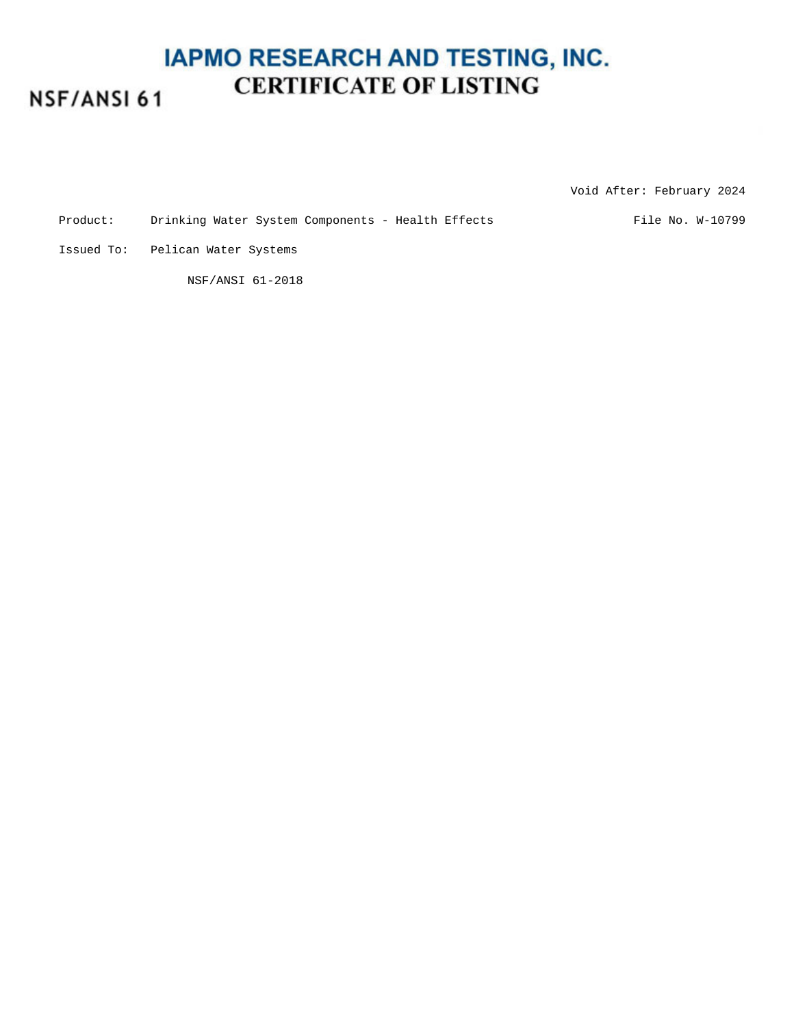# IAPMO RESEARCH AND TESTING, INC.

## CERTIFICATE OF LISTING

NSF/ANSI 61

Void After: February 2024

Product: Drinking Water System Components - Health Effects

File No. W-10799

Issued To: Pelican Water Systems

NSF/ANSI 61-2018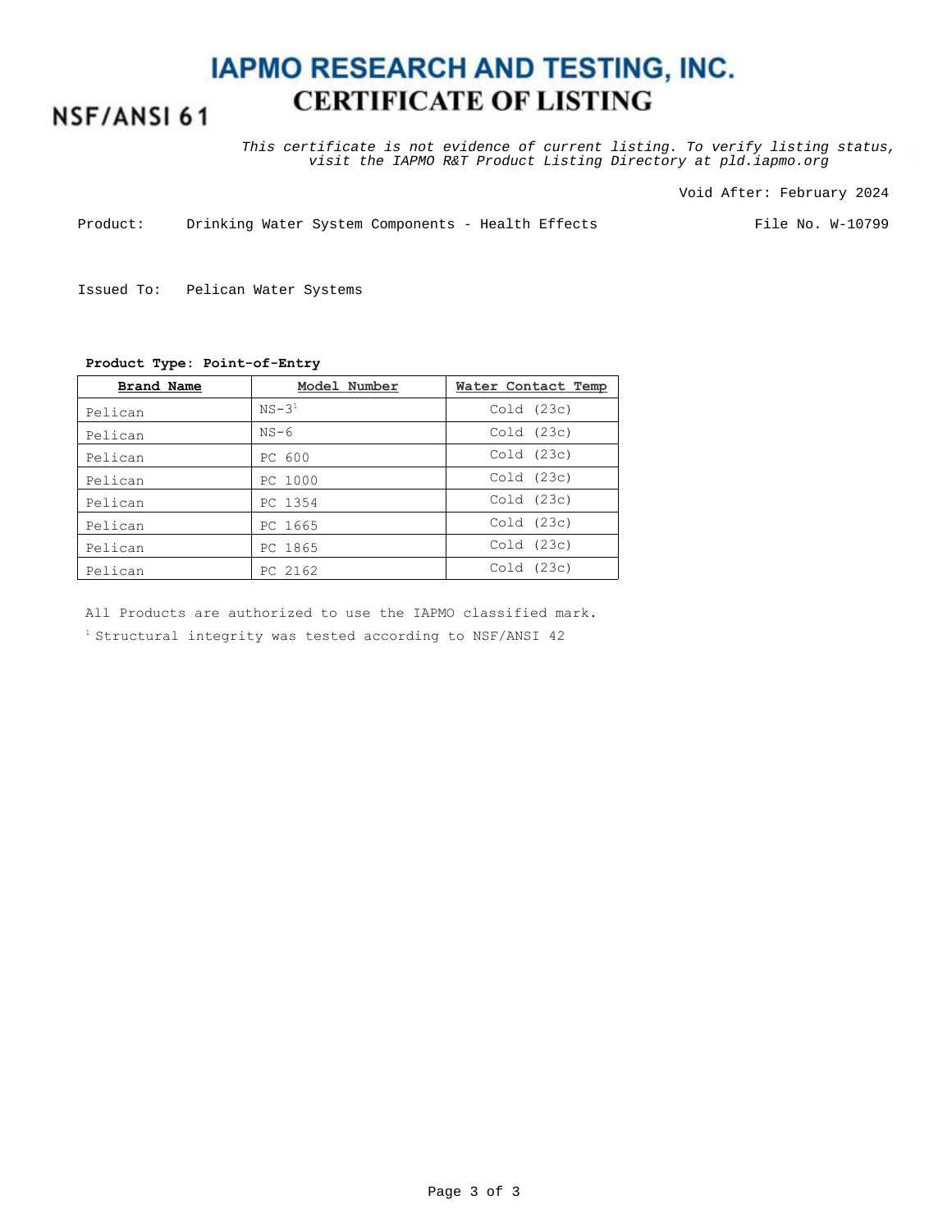NSF/ANSI 61

# IAPMO RESEARCH AND TESTING, INC.

## CERTIFICATE OF LISTING

*This certificate is not evidence of current listing. To verify listing status, visit the IAPMO R&T Product Listing Directory at pld.iapmo.org*

Void After: February 2024

Product: Drinking Water System Components - Health Effects

File No. W-10799

Issued To: Pelican Water Systems

**Product Type: Point-of-Entry**

| Brand Name | Model Number | Water Contact Temp |
| --- | --- | --- |
| Pelican | NS-3[1] | Cold (23c) |
| Pelican | NS-6 | Cold (23c) |
| Pelican | PC 600 | Cold (23c) |
| Pelican | PC 1000 | Cold (23c) |
| Pelican | PC 1354 | Cold (23c) |
| Pelican | PC 1665 | Cold (23c) |
| Pelican | PC 1865 | Cold (23c) |
| Pelican | PC 2162 | Cold (23c) |

All Products are authorized to use the IAPMO classified mark.

[1] Structural integrity was tested according to NSF/ANSI 42